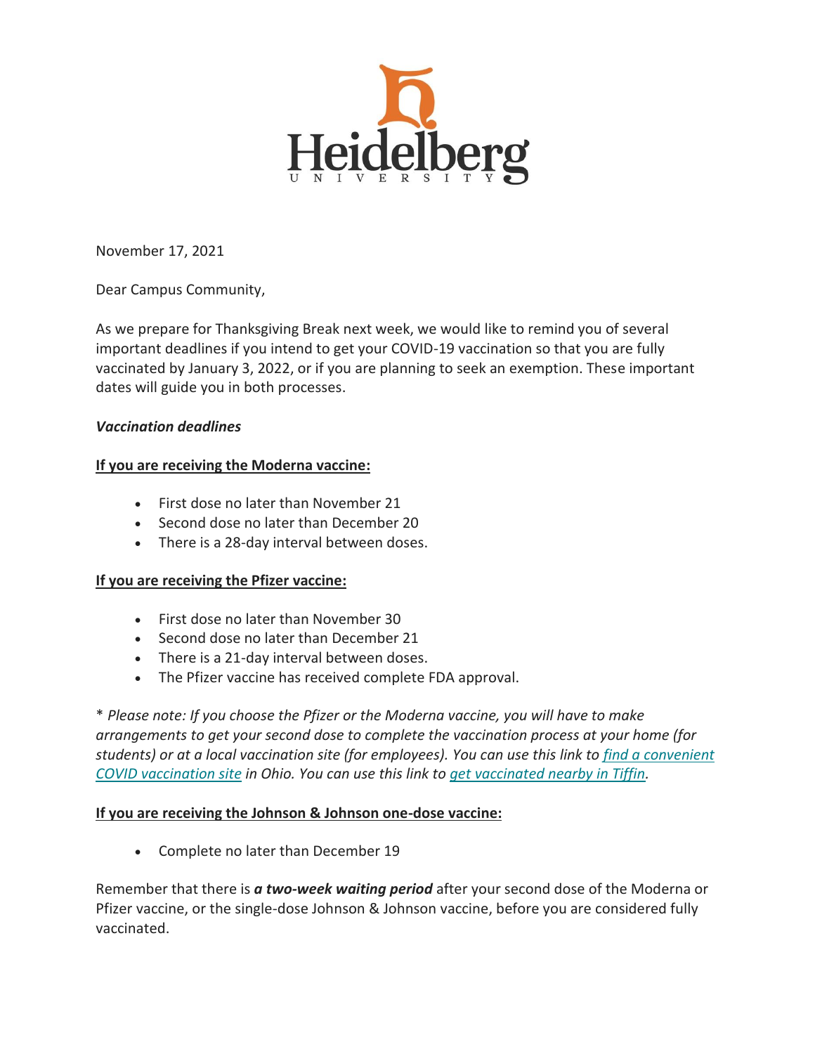Heidelberg University

November 17, 2021

Dear Campus Community,

As we prepare for Thanksgiving Break next week, we would like to remind you of several important deadlines if you intend to get your COVID-19 vaccination so that you are fully vaccinated by January 3, 2022, or if you are planning to seek an exemption. These important dates will guide you in both processes.

***Vaccination deadlines***

**<u>If you are receiving the Moderna vaccine:</u>**

- First dose no later than November 21
- Second dose no later than December 20
- There is a 28-day interval between doses.

**<u>If you are receiving the Pfizer vaccine:</u>**

- First dose no later than November 30
- Second dose no later than December 21
- There is a 21-day interval between doses.
- The Pfizer vaccine has received complete FDA approval.

*\* Please note: If you choose the Pfizer or the Moderna vaccine, you will have to make arrangements to get your second dose to complete the vaccination process at your home (for students) or at a local vaccination site (for employees). You can use this link to find a convenient COVID vaccination site in Ohio. You can use this link to get vaccinated nearby in Tiffin.*

**<u>If you are receiving the Johnson & Johnson one-dose vaccine:</u>**

- Complete no later than December 19

Remember that there is ***a two-week waiting period*** after your second dose of the Moderna or Pfizer vaccine, or the single-dose Johnson & Johnson vaccine, before you are considered fully vaccinated.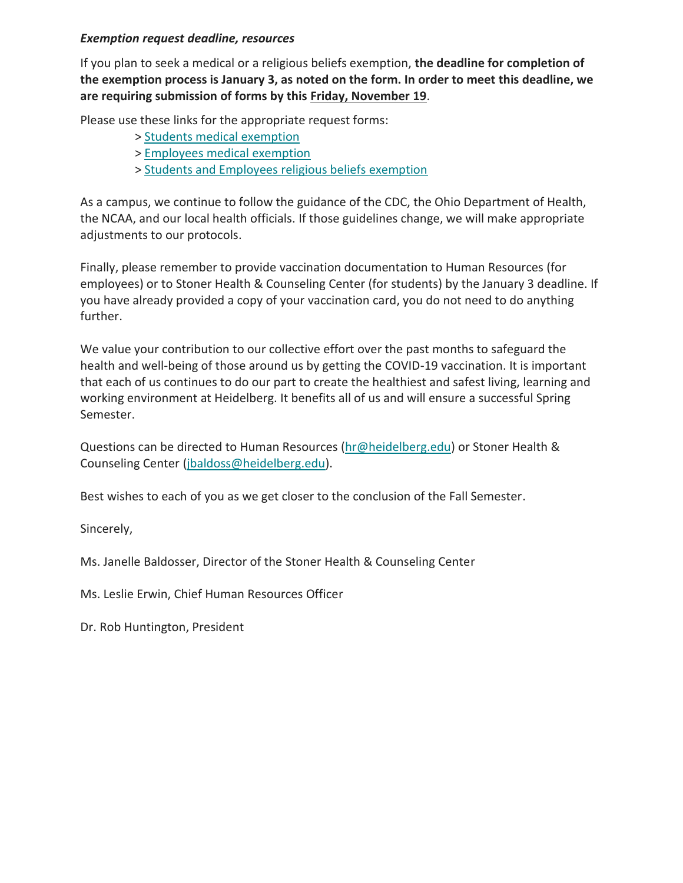***Exemption request deadline, resources***

If you plan to seek a medical or a religious beliefs exemption, **the deadline for completion of the exemption process is January 3, as noted on the form. In order to meet this deadline, we are requiring submission of forms by this Friday, November 19**.

Please use these links for the appropriate request forms:

> Students medical exemption
> Employees medical exemption
> Students and Employees religious beliefs exemption

As a campus, we continue to follow the guidance of the CDC, the Ohio Department of Health, the NCAA, and our local health officials. If those guidelines change, we will make appropriate adjustments to our protocols.

Finally, please remember to provide vaccination documentation to Human Resources (for employees) or to Stoner Health & Counseling Center (for students) by the January 3 deadline. If you have already provided a copy of your vaccination card, you do not need to do anything further.

We value your contribution to our collective effort over the past months to safeguard the health and well-being of those around us by getting the COVID-19 vaccination. It is important that each of us continues to do our part to create the healthiest and safest living, learning and working environment at Heidelberg. It benefits all of us and will ensure a successful Spring Semester.

Questions can be directed to Human Resources (hr@heidelberg.edu) or Stoner Health & Counseling Center (jbaldoss@heidelberg.edu).

Best wishes to each of you as we get closer to the conclusion of the Fall Semester.

Sincerely,

Ms. Janelle Baldosser, Director of the Stoner Health & Counseling Center

Ms. Leslie Erwin, Chief Human Resources Officer

Dr. Rob Huntington, President